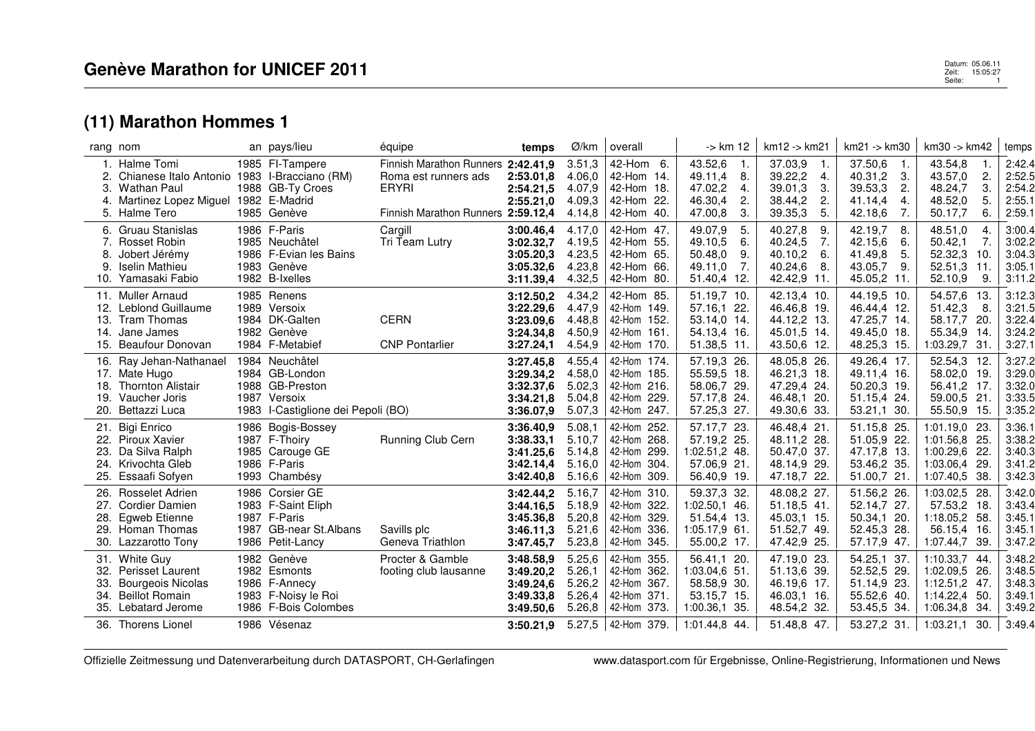# Genève Marathon for UNICEF 2011

Datum: 05.06.11
Zeit: 15:05:27

## (11) Marathon Hommes 1

| rang | nom | an | pays/lieu | équipe | temps | Ø/km | overall | -> km 12 | km12 -> km21 | km21 -> km30 | km30 -> km42 | temps |
|---|---|---|---|---|---|---|---|---|---|---|---|---|
| 1. | Halme Tomi | 1985 | FI-Tampere | Finnish Marathon Runners | **2:42.41,9** | 3.51,3 | 42-Hom 6. | 43.52,6 1. | 37.03,9 1. | 37.50,6 1. | 43.54,8 1. | 2:42.4 |
| 2. | Chianese Italo Antonio | 1983 | I-Bracciano (RM) | Roma est runners ads | **2:53.01,8** | 4.06,0 | 42-Hom 14. | 49.11,4 8. | 39.22,2 4. | 40.31,2 3. | 43.57,0 2. | 2:52.5 |
| 3. | Wathan Paul | 1988 | GB-Ty Croes | ERYRI | **2:54.21,5** | 4.07,9 | 42-Hom 18. | 47.02,2 4. | 39.01,3 3. | 39.53,3 2. | 48.24,7 3. | 2:54.2 |
| 4. | Martinez Lopez Miguel | 1982 | E-Madrid | | **2:55.21,0** | 4.09,3 | 42-Hom 22. | 46.30,4 2. | 38.44,2 2. | 41.14,4 4. | 48.52,0 5. | 2:55.1 |
| 5. | Halme Tero | 1985 | Genève | Finnish Marathon Runners | **2:59.12,4** | 4.14,8 | 42-Hom 40. | 47.00,8 3. | 39.35,3 5. | 42.18,6 7. | 50.17,7 6. | 2:59.1 |
| 6. | Gruau Stanislas | 1986 | F-Paris | Cargill | **3:00.46,4** | 4.17,0 | 42-Hom 47. | 49.07,9 5. | 40.27,8 9. | 42.19,7 8. | 48.51,0 4. | 3:00.4 |
| 7. | Rosset Robin | 1985 | Neuchâtel | Tri Team Lutry | **3:02.32,7** | 4.19,5 | 42-Hom 55. | 49.10,5 6. | 40.24,5 7. | 42.15,6 6. | 50.42,1 7. | 3:02.2 |
| 8. | Jobert Jérémy | 1986 | F-Evian les Bains | | **3:05.20,3** | 4.23,5 | 42-Hom 65. | 50.48,0 9. | 40.10,2 6. | 41.49,8 5. | 52.32,3 10. | 3:04.3 |
| 9. | Iselin Mathieu | 1983 | Genève | | **3:05.32,6** | 4.23,8 | 42-Hom 66. | 49.11,0 7. | 40.24,6 8. | 43.05,7 9. | 52.51,3 11. | 3:05.1 |
| 10. | Yamasaki Fabio | 1982 | B-Ixelles | | **3:11.39,4** | 4.32,5 | 42-Hom 80. | 51.40,4 12. | 42.42,9 11. | 45.05,2 11. | 52.10,9 9. | 3:11.2 |
| 11. | Muller Arnaud | 1985 | Renens | | **3:12.50,2** | 4.34,2 | 42-Hom 85. | 51.19,7 10. | 42.13,4 10. | 44.19,5 10. | 54.57,6 13. | 3:12.3 |
| 12. | Leblond Guillaume | 1989 | Versoix | | **3:22.29,6** | 4.47,9 | 42-Hom 149. | 57.16,1 22. | 46.46,8 19. | 46.44,4 12. | 51.42,3 8. | 3:21.5 |
| 13. | Tram Thomas | 1984 | DK-Galten | CERN | **3:23.09,6** | 4.48,8 | 42-Hom 152. | 53.14,0 14. | 44.12,2 13. | 47.25,7 14. | 58.17,7 20. | 3:22.4 |
| 14. | Jane James | 1982 | Genève | | **3:24.34,8** | 4.50,9 | 42-Hom 161. | 54.13,4 16. | 45.01,5 14. | 49.45,0 18. | 55.34,9 14. | 3:24.2 |
| 15. | Beaufour Donovan | 1984 | F-Metabief | CNP Pontarlier | **3:27.24,1** | 4.54,9 | 42-Hom 170. | 51.38,5 11. | 43.50,6 12. | 48.25,3 15. | 1:03.29,7 31. | 3:27.1 |
| 16. | Ray Jehan-Nathanael | 1984 | Neuchâtel | | **3:27.45,8** | 4.55,4 | 42-Hom 174. | 57.19,3 26. | 48.05,8 26. | 49.26,4 17. | 52.54,3 12. | 3:27.2 |
| 17. | Mate Hugo | 1984 | GB-London | | **3:29.34,2** | 4.58,0 | 42-Hom 185. | 55.59,5 18. | 46.21,3 18. | 49.11,4 16. | 58.02,0 19. | 3:29.0 |
| 18. | Thornton Alistair | 1988 | GB-Preston | | **3:32.37,6** | 5.02,3 | 42-Hom 216. | 58.06,7 29. | 47.29,4 24. | 50.20,3 19. | 56.41,2 17. | 3:32.0 |
| 19. | Vaucher Joris | 1987 | Versoix | | **3:34.21,8** | 5.04,8 | 42-Hom 229. | 57.17,8 24. | 46.48,1 20. | 51.15,4 24. | 59.00,5 21. | 3:33.5 |
| 20. | Bettazzi Luca | 1983 | I-Castiglione dei Pepoli (BO) | | **3:36.07,9** | 5.07,3 | 42-Hom 247. | 57.25,3 27. | 49.30,6 33. | 53.21,1 30. | 55.50,9 15. | 3:35.2 |
| 21. | Bigi Enrico | 1986 | Bogis-Bossey | | **3:36.40,9** | 5.08,1 | 42-Hom 252. | 57.17,7 23. | 46.48,4 21. | 51.15,8 25. | 1:01.19,0 23. | 3:36.1 |
| 22. | Piroux Xavier | 1987 | F-Thoiry | Running Club Cern | **3:38.33,1** | 5.10,7 | 42-Hom 268. | 57.19,2 25. | 48.11,2 28. | 51.05,9 22. | 1:01.56,8 25. | 3:38.2 |
| 23. | Da Silva Ralph | 1985 | Carouge GE | | **3:41.25,6** | 5.14,8 | 42-Hom 299. | 1:02.51,2 48. | 50.47,0 37. | 47.17,8 13. | 1:00.29,6 22. | 3:40.3 |
| 24. | Krivochta Gleb | 1986 | F-Paris | | **3:42.14,4** | 5.16,0 | 42-Hom 304. | 57.06,9 21. | 48.14,9 29. | 53.46,2 35. | 1:03.06,4 29. | 3:41.2 |
| 25. | Essaafi Sofyen | 1993 | Chambésy | | **3:42.40,8** | 5.16,6 | 42-Hom 309. | 56.40,9 19. | 47.18,7 22. | 51.00,7 21. | 1:07.40,5 38. | 3:42.3 |
| 26. | Rosselet Adrien | 1986 | Corsier GE | | **3:42.44,2** | 5.16,7 | 42-Hom 310. | 59.37,3 32. | 48.08,2 27. | 51.56,2 26. | 1:03.02,5 28. | 3:42.0 |
| 27. | Cordier Damien | 1983 | F-Saint Eliph | | **3:44.16,5** | 5.18,9 | 42-Hom 322. | 1:02.50,1 46. | 51.18,5 41. | 52.14,7 27. | 57.53,2 18. | 3:43.4 |
| 28. | Egweb Etienne | 1987 | F-Paris | | **3:45.36,8** | 5.20,8 | 42-Hom 329. | 51.54,4 13. | 45.03,1 15. | 50.34,1 20. | 1:18.05,2 58. | 3:45.1 |
| 29. | Homan Thomas | 1987 | GB-near St.Albans | Savills plc | **3:46.11,3** | 5.21,6 | 42-Hom 336. | 1:05.17,9 61. | 51.52,7 49. | 52.45,3 28. | 56.15,4 16. | 3:45.1 |
| 30. | Lazzarotto Tony | 1986 | Petit-Lancy | Geneva Triathlon | **3:47.45,7** | 5.23,8 | 42-Hom 345. | 55.00,2 17. | 47.42,9 25. | 57.17,9 47. | 1:07.44,7 39. | 3:47.2 |
| 31. | White Guy | 1982 | Genève | Procter & Gamble | **3:48.58,9** | 5.25,6 | 42-Hom 355. | 56.41,1 20. | 47.19,0 23. | 54.25,1 37. | 1:10.33,7 44. | 3:48.2 |
| 32. | Perisset Laurent | 1982 | Esmonts | footing club lausanne | **3:49.20,2** | 5.26,1 | 42-Hom 362. | 1:03.04,6 51. | 51.13,6 39. | 52.52,5 29. | 1:02.09,5 26. | 3:48.5 |
| 33. | Bourgeois Nicolas | 1986 | F-Annecy | | **3:49.24,6** | 5.26,2 | 42-Hom 367. | 58.58,9 30. | 46.19,6 17. | 51.14,9 23. | 1:12.51,2 47. | 3:48.3 |
| 34. | Beillot Romain | 1983 | F-Noisy le Roi | | **3:49.33,8** | 5.26,4 | 42-Hom 371. | 53.15,7 15. | 46.03,1 16. | 55.52,6 40. | 1:14.22,4 50. | 3:49.1 |
| 35. | Lebatard Jerome | 1986 | F-Bois Colombes | | **3:49.50,6** | 5.26,8 | 42-Hom 373. | 1:00.36,1 35. | 48.54,2 32. | 53.45,5 34. | 1:06.34,8 34. | 3:49.2 |
| 36. | Thorens Lionel | 1986 | Vésenaz | | **3:50.21,9** | 5.27,5 | 42-Hom 379. | 1:01.44,8 44. | 51.48,8 47. | 53.27,2 31. | 1:03.21,1 30. | 3:49.4 |

Offizielle Zeitmessung und Datenverarbeitung durch DATASPORT, CH-Gerlafingen — www.datasport.com für Ergebnisse, Online-Registrierung, Informationen und News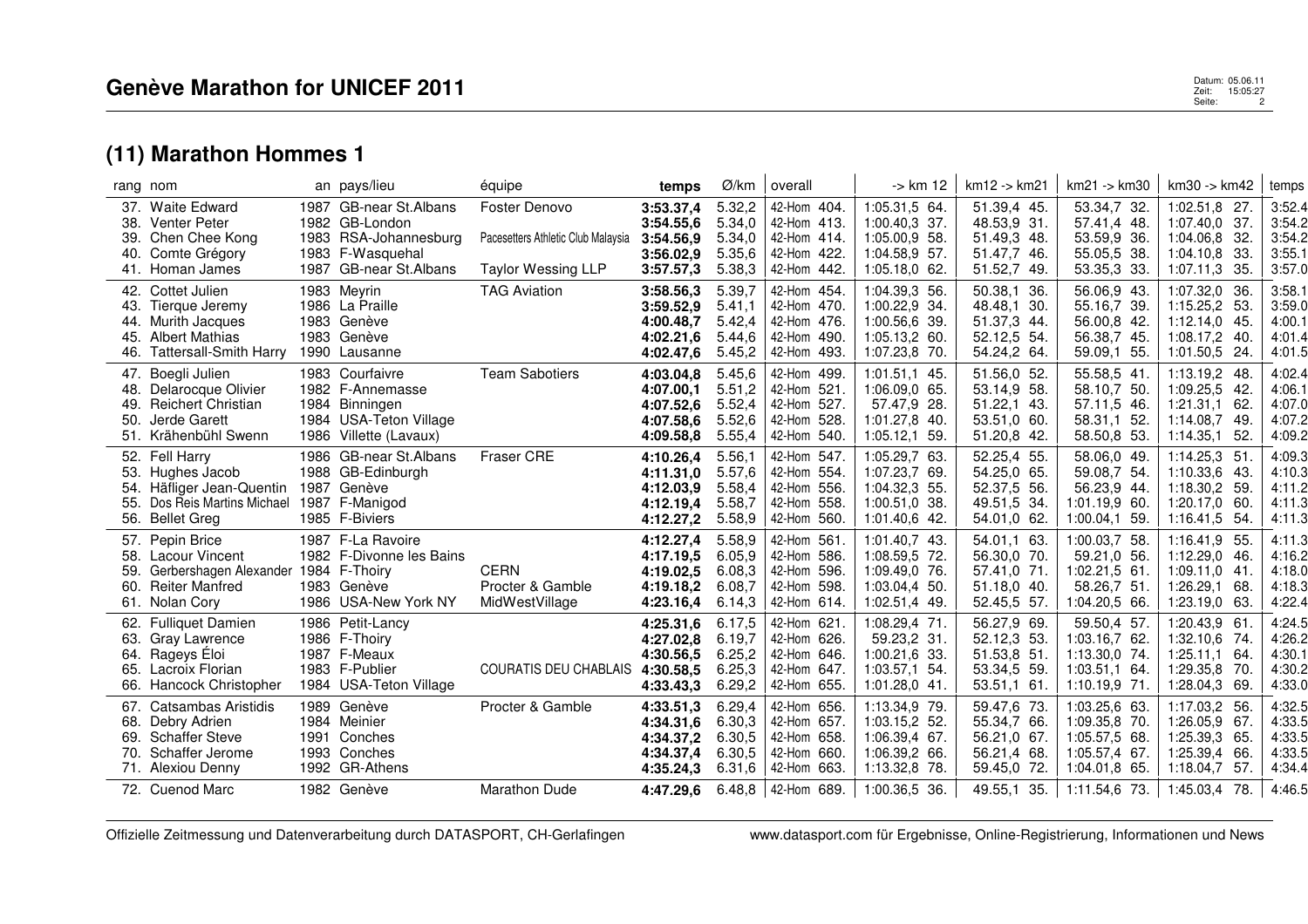# Genève Marathon for UNICEF 2011

## (11) Marathon Hommes 1

| rang | nom | an | pays/lieu | équipe | temps | Ø/km | overall | -> km 12 | km12 -> km21 | km21 -> km30 | km30 -> km42 | temps |
|---|---|---|---|---|---|---|---|---|---|---|---|---|
| 37. | Waite Edward | 1987 | GB-near St.Albans | Foster Denovo | **3:53.37,4** | 5.32,2 | 42-Hom 404. | 1:05.31,5 64. | 51.39,4 45. | 53.34,7 32. | 1:02.51,8 27. | 3:52.4 |
| 38. | Venter Peter | 1982 | GB-London | | **3:54.55,6** | 5.34,0 | 42-Hom 413. | 1:00.40,3 37. | 48.53,9 31. | 57.41,4 48. | 1:07.40,0 37. | 3:54.2 |
| 39. | Chen Chee Kong | 1983 | RSA-Johannesburg | Pacesetters Athletic Club Malaysia | **3:54.56,9** | 5.34,0 | 42-Hom 414. | 1:05.00,9 58. | 51.49,3 48. | 53.59,9 36. | 1:04.06,8 32. | 3:54.2 |
| 40. | Comte Grégory | 1983 | F-Wasquehal | | **3:56.02,9** | 5.35,6 | 42-Hom 422. | 1:04.58,9 57. | 51.47,7 46. | 55.05,5 38. | 1:04.10,8 33. | 3:55.1 |
| 41. | Homan James | 1987 | GB-near St.Albans | Taylor Wessing LLP | **3:57.57,3** | 5.38,3 | 42-Hom 442. | 1:05.18,0 62. | 51.52,7 49. | 53.35,3 33. | 1:07.11,3 35. | 3:57.0 |
| 42. | Cottet Julien | 1983 | Meyrin | TAG Aviation | **3:58.56,3** | 5.39,7 | 42-Hom 454. | 1:04.39,3 56. | 50.38,1 36. | 56.06,9 43. | 1:07.32,0 36. | 3:58.1 |
| 43. | Tierque Jeremy | 1986 | La Praille | | **3:59.52,9** | 5.41,1 | 42-Hom 470. | 1:00.22,9 34. | 48.48,1 30. | 55.16,7 39. | 1:15.25,2 53. | 3:59.0 |
| 44. | Murith Jacques | 1983 | Genève | | **4:00.48,7** | 5.42,4 | 42-Hom 476. | 1:00.56,6 39. | 51.37,3 44. | 56.00,8 42. | 1:12.14,0 45. | 4:00.1 |
| 45. | Albert Mathias | 1983 | Genève | | **4:02.21,6** | 5.44,6 | 42-Hom 490. | 1:05.13,2 60. | 52.12,5 54. | 56.38,7 45. | 1:08.17,2 40. | 4:01.4 |
| 46. | Tattersall-Smith Harry | 1990 | Lausanne | | **4:02.47,6** | 5.45,2 | 42-Hom 493. | 1:07.23,8 70. | 54.24,2 64. | 59.09,1 55. | 1:01.50,5 24. | 4:01.5 |
| 47. | Boegli Julien | 1983 | Courfaivre | Team Sabotiers | **4:03.04,8** | 5.45,6 | 42-Hom 499. | 1:01.51,1 45. | 51.56,0 52. | 55.58,5 41. | 1:13.19,2 48. | 4:02.4 |
| 48. | Delarocque Olivier | 1982 | F-Annemasse | | **4:07.00,1** | 5.51,2 | 42-Hom 521. | 1:06.09,0 65. | 53.14,9 58. | 58.10,7 50. | 1:09.25,5 42. | 4:06.1 |
| 49. | Reichert Christian | 1984 | Binningen | | **4:07.52,6** | 5.52,4 | 42-Hom 527. | 57.47,9 28. | 51.22,1 43. | 57.11,5 46. | 1:21.31,1 62. | 4:07.0 |
| 50. | Jerde Garett | 1984 | USA-Teton Village | | **4:07.58,6** | 5.52,6 | 42-Hom 528. | 1:01.27,8 40. | 53.51,0 60. | 58.31,1 52. | 1:14.08,7 49. | 4:07.2 |
| 51. | Krähenbühl Swenn | 1986 | Villette (Lavaux) | | **4:09.58,8** | 5.55,4 | 42-Hom 540. | 1:05.12,1 59. | 51.20,8 42. | 58.50,8 53. | 1:14.35,1 52. | 4:09.2 |
| 52. | Fell Harry | 1986 | GB-near St.Albans | Fraser CRE | **4:10.26,4** | 5.56,1 | 42-Hom 547. | 1:05.29,7 63. | 52.25,4 55. | 58.06,0 49. | 1:14.25,3 51. | 4:09.3 |
| 53. | Hughes Jacob | 1988 | GB-Edinburgh | | **4:11.31,0** | 5.57,6 | 42-Hom 554. | 1:07.23,7 69. | 54.25,0 65. | 59.08,7 54. | 1:10.33,6 43. | 4:10.3 |
| 54. | Häfliger Jean-Quentin | 1987 | Genève | | **4:12.03,9** | 5.58,4 | 42-Hom 556. | 1:04.32,3 55. | 52.37,5 56. | 56.23,9 44. | 1:18.30,2 59. | 4:11.2 |
| 55. | Dos Reis Martins Michael | 1987 | F-Manigod | | **4:12.19,4** | 5.58,7 | 42-Hom 558. | 1:00.51,0 38. | 49.51,5 34. | 1:01.19,9 60. | 1:20.17,0 60. | 4:11.3 |
| 56. | Bellet Greg | 1985 | F-Biviers | | **4:12.27,2** | 5.58,9 | 42-Hom 560. | 1:01.40,6 42. | 54.01,0 62. | 1:00.04,1 59. | 1:16.41,5 54. | 4:11.3 |
| 57. | Pepin Brice | 1987 | F-La Ravoire | | **4:12.27,4** | 5.58,9 | 42-Hom 561. | 1:01.40,7 43. | 54.01,1 63. | 1:00.03,7 58. | 1:16.41,9 55. | 4:11.3 |
| 58. | Lacour Vincent | 1982 | F-Divonne les Bains | | **4:17.19,5** | 6.05,9 | 42-Hom 586. | 1:08.59,5 72. | 56.30,0 70. | 59.21,0 56. | 1:12.29,0 46. | 4:16.2 |
| 59. | Gerbershagen Alexander | 1984 | F-Thoiry | CERN | **4:19.02,5** | 6.08,3 | 42-Hom 596. | 1:09.49,0 76. | 57.41,0 71. | 1:02.21,5 61. | 1:09.11,0 41. | 4:18.0 |
| 60. | Reiter Manfred | 1983 | Genève | Procter & Gamble | **4:19.18,2** | 6.08,7 | 42-Hom 598. | 1:03.04,4 50. | 51.18,0 40. | 58.26,7 51. | 1:26.29,1 68. | 4:18.3 |
| 61. | Nolan Cory | 1986 | USA-New York NY | MidWestVillage | **4:23.16,4** | 6.14,3 | 42-Hom 614. | 1:02.51,4 49. | 52.45,5 57. | 1:04.20,5 66. | 1:23.19,0 63. | 4:22.4 |
| 62. | Fulliquet Damien | 1986 | Petit-Lancy | | **4:25.31,6** | 6.17,5 | 42-Hom 621. | 1:08.29,4 71. | 56.27,9 69. | 59.50,4 57. | 1:20.43,9 61. | 4:24.5 |
| 63. | Gray Lawrence | 1986 | F-Thoiry | | **4:27.02,8** | 6.19,7 | 42-Hom 626. | 59.23,2 31. | 52.12,3 53. | 1:03.16,7 62. | 1:32.10,6 74. | 4:26.2 |
| 64. | Rageys Éloi | 1987 | F-Meaux | | **4:30.56,5** | 6.25,2 | 42-Hom 646. | 1:00.21,6 33. | 51.53,8 51. | 1:13.30,0 74. | 1:25.11,1 64. | 4:30.1 |
| 65. | Lacroix Florian | 1983 | F-Publier | COURATIS DEU CHABLAIS | **4:30.58,5** | 6.25,3 | 42-Hom 647. | 1:03.57,1 54. | 53.34,5 59. | 1:03.51,1 64. | 1:29.35,8 70. | 4:30.2 |
| 66. | Hancock Christopher | 1984 | USA-Teton Village | | **4:33.43,3** | 6.29,2 | 42-Hom 655. | 1:01.28,0 41. | 53.51,1 61. | 1:10.19,9 71. | 1:28.04,3 69. | 4:33.0 |
| 67. | Catsambas Aristidis | 1989 | Genève | Procter & Gamble | **4:33.51,3** | 6.29,4 | 42-Hom 656. | 1:13.34,9 79. | 59.47,6 73. | 1:03.25,6 63. | 1:17.03,2 56. | 4:32.5 |
| 68. | Debry Adrien | 1984 | Meinier | | **4:34.31,6** | 6.30,3 | 42-Hom 657. | 1:03.15,2 52. | 55.34,7 66. | 1:09.35,8 70. | 1:26.05,9 67. | 4:33.5 |
| 69. | Schaffer Steve | 1991 | Conches | | **4:34.37,2** | 6.30,5 | 42-Hom 658. | 1:06.39,4 67. | 56.21,0 67. | 1:05.57,5 68. | 1:25.39,3 65. | 4:33.5 |
| 70. | Schaffer Jerome | 1993 | Conches | | **4:34.37,4** | 6.30,5 | 42-Hom 660. | 1:06.39,2 66. | 56.21,4 68. | 1:05.57,4 67. | 1:25.39,4 66. | 4:33.5 |
| 71. | Alexiou Denny | 1992 | GR-Athens | | **4:35.24,3** | 6.31,6 | 42-Hom 663. | 1:13.32,8 78. | 59.45,0 72. | 1:04.01,8 65. | 1:18.04,7 57. | 4:34.4 |
| 72. | Cuenod Marc | 1982 | Genève | Marathon Dude | **4:47.29,6** | 6.48,8 | 42-Hom 689. | 1:00.36,5 36. | 49.55,1 35. | 1:11.54,6 73. | 1:45.03,4 78. | 4:46.5 |

Offizielle Zeitmessung und Datenverarbeitung durch DATASPORT, CH-Gerlafingen — www.datasport.com für Ergebnisse, Online-Registrierung, Informationen und News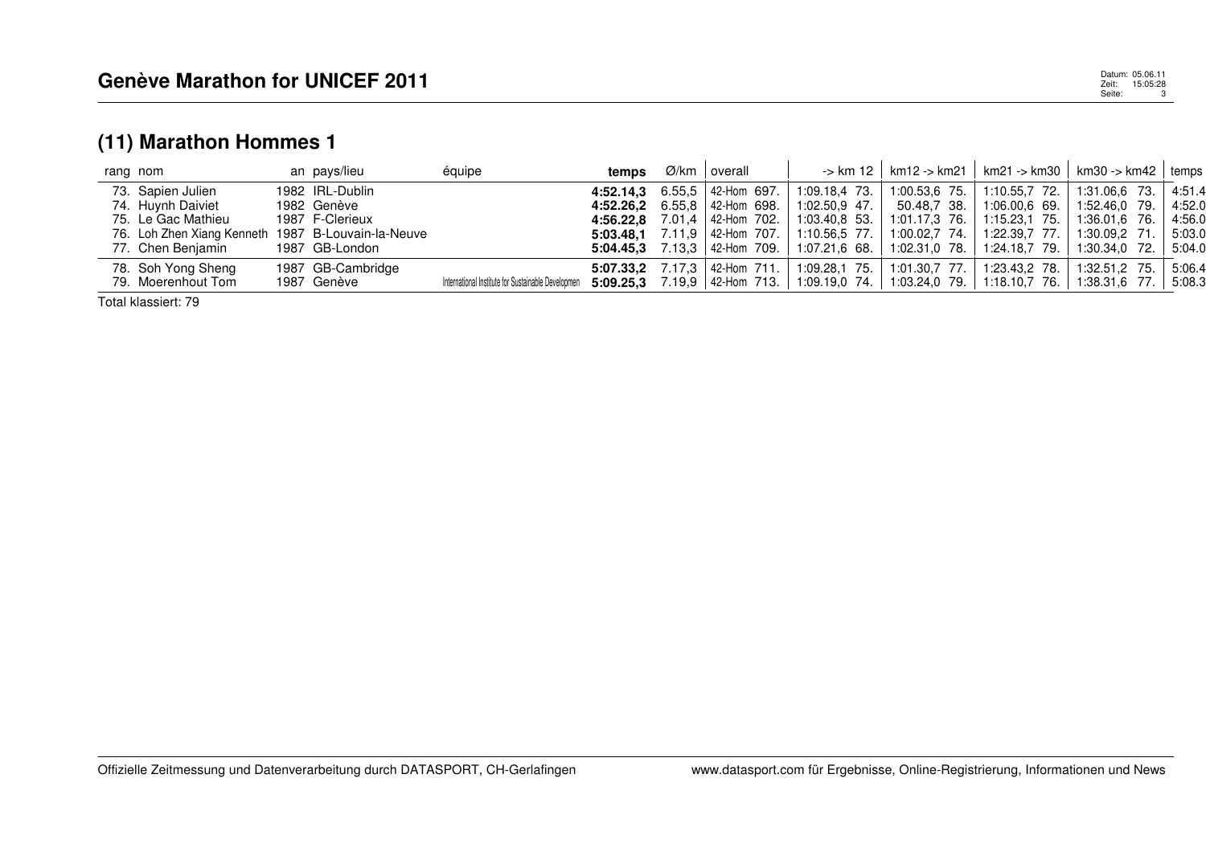# Genève Marathon for UNICEF 2011

## (11) Marathon Hommes 1

| rang | nom | an | pays/lieu | équipe | temps | Ø/km | overall | -> km 12 | km12 -> km21 | km21 -> km30 | km30 -> km42 | temps |
|---|---|---|---|---|---|---|---|---|---|---|---|---|
| 73. | Sapien Julien | 1982 | IRL-Dublin | | **4:52.14,3** | 6.55,5 | 42-Hom 697. | 1:09.18,4 73. | 1:00.53,6 75. | 1:10.55,7 72. | 1:31.06,6 73. | 4:51.4 |
| 74. | Huynh Daiviet | 1982 | Genève | | **4:52.26,2** | 6.55,8 | 42-Hom 698. | 1:02.50,9 47. | 50.48,7 38. | 1:06.00,6 69. | 1:52.46,0 79. | 4:52.0 |
| 75. | Le Gac Mathieu | 1987 | F-Clerieux | | **4:56.22,8** | 7.01,4 | 42-Hom 702. | 1:03.40,8 53. | 1:01.17,3 76. | 1:15.23,1 75. | 1:36.01,6 76. | 4:56.0 |
| 76. | Loh Zhen Xiang Kenneth | 1987 | B-Louvain-la-Neuve | | **5:03.48,1** | 7.11,9 | 42-Hom 707. | 1:10.56,5 77. | 1:00.02,7 74. | 1:22.39,7 77. | 1:30.09,2 71. | 5:03.0 |
| 77. | Chen Benjamin | 1987 | GB-London | | **5:04.45,3** | 7.13,3 | 42-Hom 709. | 1:07.21,6 68. | 1:02.31,0 78. | 1:24.18,7 79. | 1:30.34,0 72. | 5:04.0 |
| 78. | Soh Yong Sheng | 1987 | GB-Cambridge | | **5:07.33,2** | 7.17,3 | 42-Hom 711. | 1:09.28,1 75. | 1:01.30,7 77. | 1:23.43,2 78. | 1:32.51,2 75. | 5:06.4 |
| 79. | Moerenhout Tom | 1987 | Genève | International Institute for Sustainable Developmen | **5:09.25,3** | 7.19,9 | 42-Hom 713. | 1:09.19,0 74. | 1:03.24,0 79. | 1:18.10,7 76. | 1:38.31,6 77. | 5:08.3 |

Total klassiert: 79

Offizielle Zeitmessung und Datenverarbeitung durch DATASPORT, CH-Gerlafingen

www.datasport.com für Ergebnisse, Online-Registrierung, Informationen und News